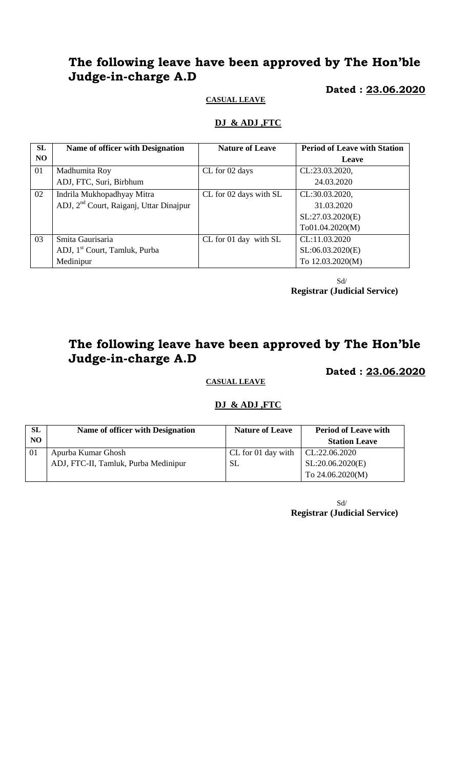# The following leave have been approved by The Hon'ble Judge-in-charge A.D

**Dated : 23.06.2020**

**CASUAL LEAVE**

**DJ & ADJ ,FTC**

| SL NO | Name of officer with Designation | Nature of Leave | Period of Leave with Station Leave |
|---|---|---|---|
| 01 | Madhumita Roy<br>ADJ, FTC, Suri, Birbhum | CL for 02 days | CL:23.03.2020,<br>24.03.2020 |
| 02 | Indrila Mukhopadhyay Mitra<br>ADJ, 2nd Court, Raiganj, Uttar Dinajpur | CL for 02 days with SL | CL:30.03.2020,<br>31.03.2020<br>SL:27.03.2020(E)<br>To01.04.2020(M) |
| 03 | Smita Gaurisaria<br>ADJ, 1st Court, Tamluk, Purba Medinipur | CL for 01 day with SL | CL:11.03.2020<br>SL:06.03.2020(E)<br>To 12.03.2020(M) |

Sd/
**Registrar (Judicial Service)**

# The following leave have been approved by The Hon'ble Judge-in-charge A.D

**Dated : 23.06.2020**

**CASUAL LEAVE**

**DJ & ADJ ,FTC**

| SL NO | Name of officer with Designation | Nature of Leave | Period of Leave with Station Leave |
|---|---|---|---|
| 01 | Apurba Kumar Ghosh<br>ADJ, FTC-II, Tamluk, Purba Medinipur | CL for 01 day with SL | CL:22.06.2020<br>SL:20.06.2020(E)<br>To 24.06.2020(M) |

Sd/
**Registrar (Judicial Service)**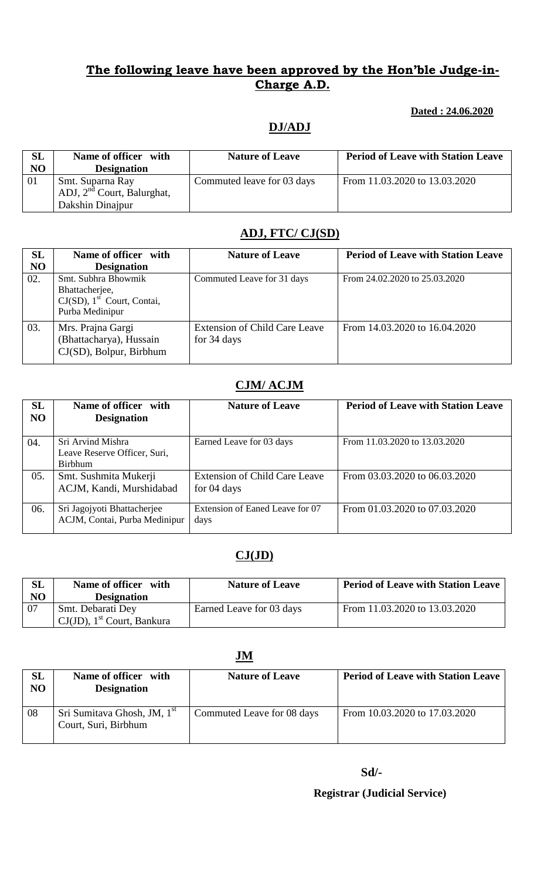## **The following leave have been approved by the Hon'ble Judge-in-Charge A.D.**

**Dated : 24.06.2020**

### **DJ/ADJ**

| SL NO | Name of officer with Designation | Nature of Leave | Period of Leave with Station Leave |
|---|---|---|---|
| 01 | Smt. Suparna Ray ADJ, 2nd Court, Balurghat, Dakshin Dinajpur | Commuted leave for 03 days | From 11.03.2020 to 13.03.2020 |

### **ADJ, FTC/ CJ(SD)**

| SL NO | Name of officer with Designation | Nature of Leave | Period of Leave with Station Leave |
|---|---|---|---|
| 02. | Smt. Subhra Bhowmik Bhattacherjee, CJ(SD), 1st Court, Contai, Purba Medinipur | Commuted Leave for 31 days | From 24.02.2020 to 25.03.2020 |
| 03. | Mrs. Prajna Gargi (Bhattacharya), Hussain CJ(SD), Bolpur, Birbhum | Extension of Child Care Leave for 34 days | From 14.03.2020 to 16.04.2020 |

### **CJM/ ACJM**

| SL NO | Name of officer with Designation | Nature of Leave | Period of Leave with Station Leave |
|---|---|---|---|
| 04. | Sri Arvind Mishra Leave Reserve Officer, Suri, Birbhum | Earned Leave for 03 days | From 11.03.2020 to 13.03.2020 |
| 05. | Smt. Sushmita Mukerji ACJM, Kandi, Murshidabad | Extension of Child Care Leave for 04 days | From 03.03.2020 to 06.03.2020 |
| 06. | Sri Jagojyoti Bhattacherjee ACJM, Contai, Purba Medinipur | Extension of Eaned Leave for 07 days | From 01.03.2020 to 07.03.2020 |

### **CJ(JD)**

| SL NO | Name of officer with Designation | Nature of Leave | Period of Leave with Station Leave |
|---|---|---|---|
| 07 | Smt. Debarati Dey CJ(JD), 1st Court, Bankura | Earned Leave for 03 days | From 11.03.2020 to 13.03.2020 |

### **JM**

| SL NO | Name of officer with Designation | Nature of Leave | Period of Leave with Station Leave |
|---|---|---|---|
| 08 | Sri Sumitava Ghosh, JM, 1st Court, Suri, Birbhum | Commuted Leave for 08 days | From 10.03.2020 to 17.03.2020 |

**Sd/-**

**Registrar (Judicial Service)**